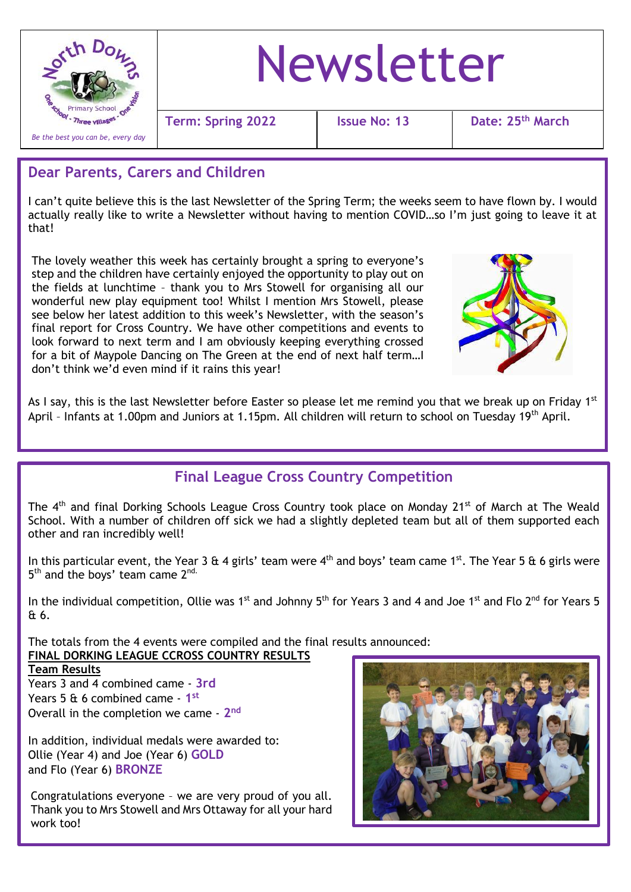North Downs Primary School - One School - Three Villages - One Vision

*Be the best you can be, every day*

# Newsletter

| Term: Spring 2022 | Issue No: 13 | Date: 25th March |
|---|---|---|

## Dear Parents, Carers and Children

I can't quite believe this is the last Newsletter of the Spring Term; the weeks seem to have flown by. I would actually really like to write a Newsletter without having to mention COVID…so I'm just going to leave it at that!

The lovely weather this week has certainly brought a spring to everyone's step and the children have certainly enjoyed the opportunity to play out on the fields at lunchtime – thank you to Mrs Stowell for organising all our wonderful new play equipment too! Whilst I mention Mrs Stowell, please see below her latest addition to this week's Newsletter, with the season's final report for Cross Country. We have other competitions and events to look forward to next term and I am obviously keeping everything crossed for a bit of Maypole Dancing on The Green at the end of next half term…I don't think we'd even mind if it rains this year!

As I say, this is the last Newsletter before Easter so please let me remind you that we break up on Friday 1st April – Infants at 1.00pm and Juniors at 1.15pm. All children will return to school on Tuesday 19th April.

## Final League Cross Country Competition

The 4th and final Dorking Schools League Cross Country took place on Monday 21st of March at The Weald School. With a number of children off sick we had a slightly depleted team but all of them supported each other and ran incredibly well!

In this particular event, the Year 3 & 4 girls' team were 4th and boys' team came 1st. The Year 5 & 6 girls were 5th and the boys' team came 2nd.

In the individual competition, Ollie was 1st and Johnny 5th for Years 3 and 4 and Joe 1st and Flo 2nd for Years 5 & 6.

The totals from the 4 events were compiled and the final results announced:

**FINAL DORKING LEAGUE CCROSS COUNTRY RESULTS**

**Team Results**

Years 3 and 4 combined came - **3rd**
Years 5 & 6 combined came - **1st**
Overall in the completion we came - **2nd**

In addition, individual medals were awarded to:
Ollie (Year 4) and Joe (Year 6) **GOLD**
and Flo (Year 6) **BRONZE**

Congratulations everyone – we are very proud of you all. Thank you to Mrs Stowell and Mrs Ottaway for all your hard work too!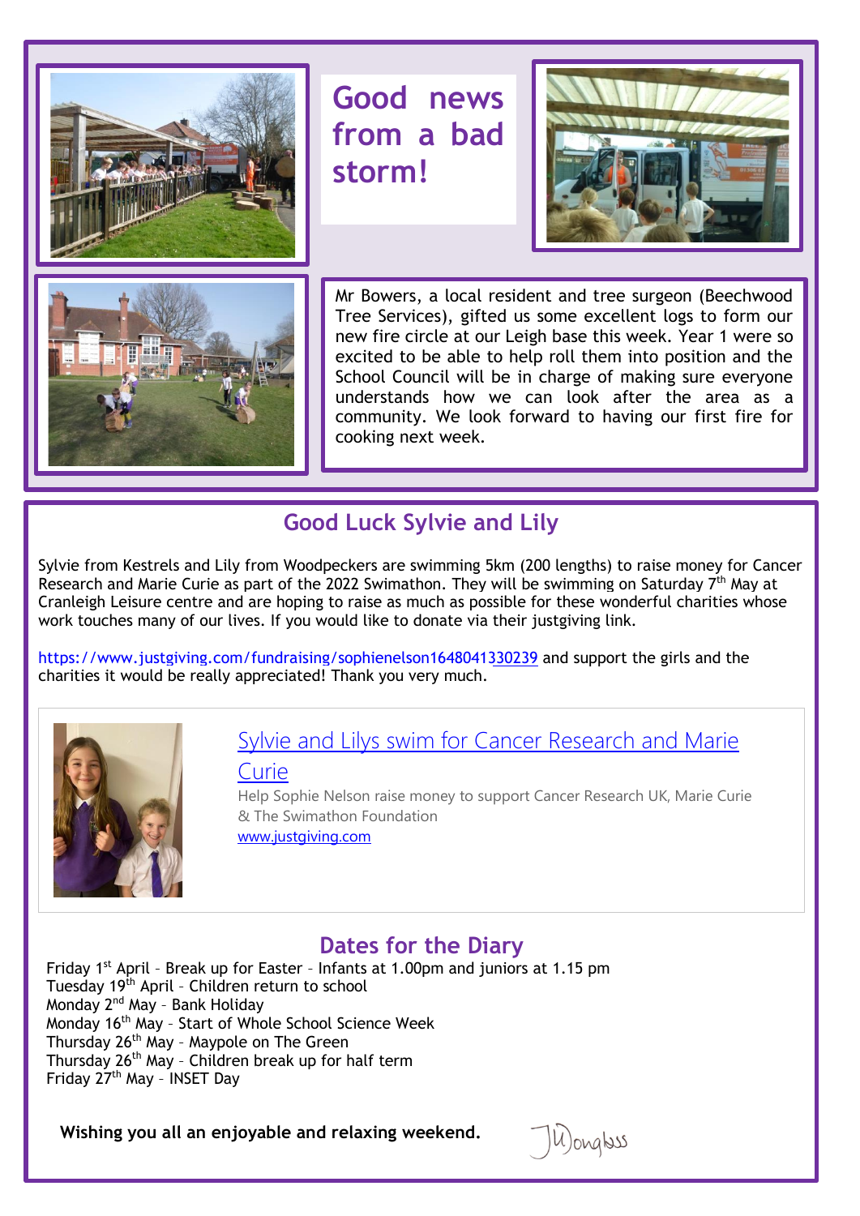# Good news from a bad storm!

Mr Bowers, a local resident and tree surgeon (Beechwood Tree Services), gifted us some excellent logs to form our new fire circle at our Leigh base this week. Year 1 were so excited to be able to help roll them into position and the School Council will be in charge of making sure everyone understands how we can look after the area as a community. We look forward to having our first fire for cooking next week.

## Good Luck Sylvie and Lily

Sylvie from Kestrels and Lily from Woodpeckers are swimming 5km (200 lengths) to raise money for Cancer Research and Marie Curie as part of the 2022 Swimathon. They will be swimming on Saturday 7th May at Cranleigh Leisure centre and are hoping to raise as much as possible for these wonderful charities whose work touches many of our lives. If you would like to donate via their justgiving link.

https://www.justgiving.com/fundraising/sophienelson1648041330239 and support the girls and the charities it would be really appreciated! Thank you very much.

Sylvie and Lilys swim for Cancer Research and Marie Curie

Help Sophie Nelson raise money to support Cancer Research UK, Marie Curie & The Swimathon Foundation

www.justgiving.com

## Dates for the Diary

Friday 1st April – Break up for Easter – Infants at 1.00pm and juniors at 1.15 pm
Tuesday 19th April – Children return to school
Monday 2nd May – Bank Holiday
Monday 16th May – Start of Whole School Science Week
Thursday 26th May – Maypole on The Green
Thursday 26th May – Children break up for half term
Friday 27th May – INSET Day

**Wishing you all an enjoyable and relaxing weekend.**

J Douglass